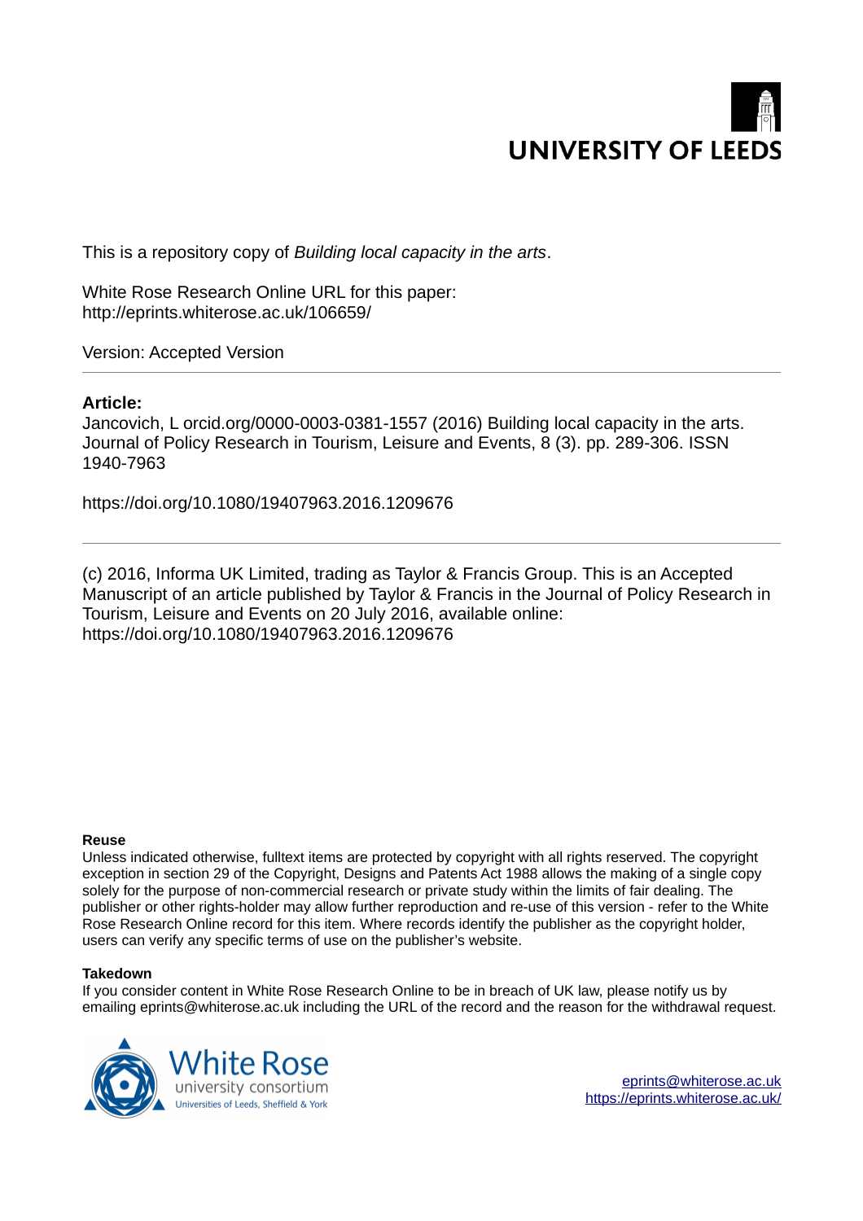UNIVERSITY OF LEEDS

This is a repository copy of *Building local capacity in the arts*.

White Rose Research Online URL for this paper:
http://eprints.whiterose.ac.uk/106659/

Version: Accepted Version

---

**Article:**

Jancovich, L orcid.org/0000-0003-0381-1557 (2016) Building local capacity in the arts. Journal of Policy Research in Tourism, Leisure and Events, 8 (3). pp. 289-306. ISSN 1940-7963

https://doi.org/10.1080/19407963.2016.1209676

---

(c) 2016, Informa UK Limited, trading as Taylor & Francis Group. This is an Accepted Manuscript of an article published by Taylor & Francis in the Journal of Policy Research in Tourism, Leisure and Events on 20 July 2016, available online: https://doi.org/10.1080/19407963.2016.1209676

**Reuse**

Unless indicated otherwise, fulltext items are protected by copyright with all rights reserved. The copyright exception in section 29 of the Copyright, Designs and Patents Act 1988 allows the making of a single copy solely for the purpose of non-commercial research or private study within the limits of fair dealing. The publisher or other rights-holder may allow further reproduction and re-use of this version - refer to the White Rose Research Online record for this item. Where records identify the publisher as the copyright holder, users can verify any specific terms of use on the publisher's website.

**Takedown**

If you consider content in White Rose Research Online to be in breach of UK law, please notify us by emailing eprints@whiterose.ac.uk including the URL of the record and the reason for the withdrawal request.

White Rose university consortium
Universities of Leeds, Sheffield & York

eprints@whiterose.ac.uk
https://eprints.whiterose.ac.uk/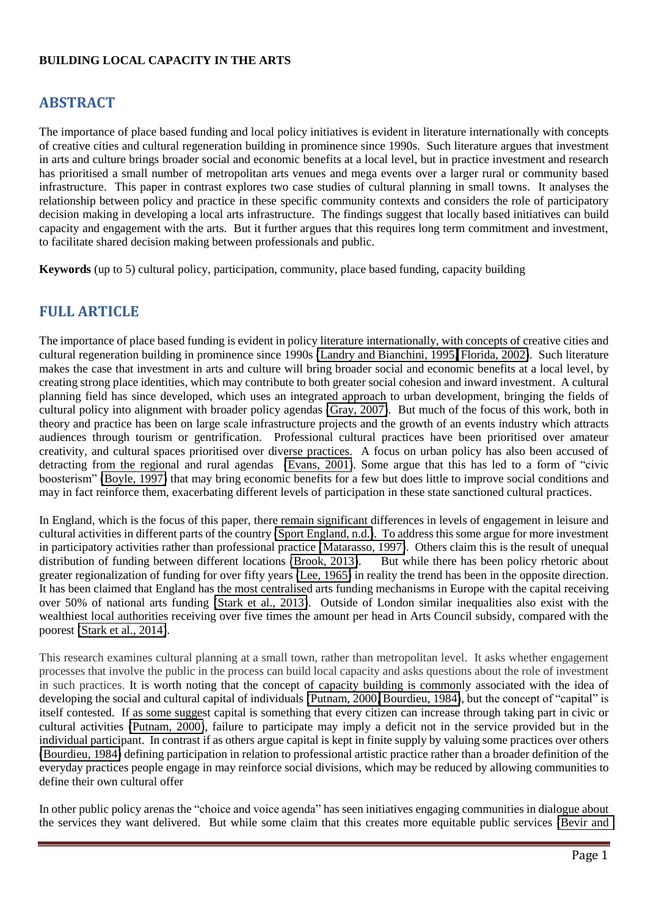**BUILDING LOCAL CAPACITY IN THE ARTS**

## ABSTRACT

The importance of place based funding and local policy initiatives is evident in literature internationally with concepts of creative cities and cultural regeneration building in prominence since 1990s. Such literature argues that investment in arts and culture brings broader social and economic benefits at a local level, but in practice investment and research has prioritised a small number of metropolitan arts venues and mega events over a larger rural or community based infrastructure. This paper in contrast explores two case studies of cultural planning in small towns. It analyses the relationship between policy and practice in these specific community contexts and considers the role of participatory decision making in developing a local arts infrastructure. The findings suggest that locally based initiatives can build capacity and engagement with the arts. But it further argues that this requires long term commitment and investment, to facilitate shared decision making between professionals and public.

**Keywords** (up to 5) cultural policy, participation, community, place based funding, capacity building

## FULL ARTICLE

The importance of place based funding is evident in policy literature internationally, with concepts of creative cities and cultural regeneration building in prominence since 1990s (Landry and Bianchini, 1995, Florida, 2002). Such literature makes the case that investment in arts and culture will bring broader social and economic benefits at a local level, by creating strong place identities, which may contribute to both greater social cohesion and inward investment. A cultural planning field has since developed, which uses an integrated approach to urban development, bringing the fields of cultural policy into alignment with broader policy agendas (Gray, 2007). But much of the focus of this work, both in theory and practice has been on large scale infrastructure projects and the growth of an events industry which attracts audiences through tourism or gentrification. Professional cultural practices have been prioritised over amateur creativity, and cultural spaces prioritised over diverse practices. A focus on urban policy has also been accused of detracting from the regional and rural agendas (Evans, 2001). Some argue that this has led to a form of "civic boosterism" (Boyle, 1997) that may bring economic benefits for a few but does little to improve social conditions and may in fact reinforce them, exacerbating different levels of participation in these state sanctioned cultural practices.

In England, which is the focus of this paper, there remain significant differences in levels of engagement in leisure and cultural activities in different parts of the country (Sport England, n.d.). To address this some argue for more investment in participatory activities rather than professional practice (Matarasso, 1997). Others claim this is the result of unequal distribution of funding between different locations (Brook, 2013). But while there has been policy rhetoric about greater regionalization of funding for over fifty years (Lee, 1965) in reality the trend has been in the opposite direction. It has been claimed that England has the most centralised arts funding mechanisms in Europe with the capital receiving over 50% of national arts funding (Stark et al., 2013). Outside of London similar inequalities also exist with the wealthiest local authorities receiving over five times the amount per head in Arts Council subsidy, compared with the poorest (Stark et al., 2014).

This research examines cultural planning at a small town, rather than metropolitan level. It asks whether engagement processes that involve the public in the process can build local capacity and asks questions about the role of investment in such practices. It is worth noting that the concept of capacity building is commonly associated with the idea of developing the social and cultural capital of individuals (Putnam, 2000, Bourdieu, 1984), but the concept of "capital" is itself contested. If as some suggest capital is something that every citizen can increase through taking part in civic or cultural activities (Putnam, 2000), failure to participate may imply a deficit not in the service provided but in the individual participant. In contrast if as others argue capital is kept in finite supply by valuing some practices over others (Bourdieu, 1984) defining participation in relation to professional artistic practice rather than a broader definition of the everyday practices people engage in may reinforce social divisions, which may be reduced by allowing communities to define their own cultural offer

In other public policy arenas the "choice and voice agenda" has seen initiatives engaging communities in dialogue about the services they want delivered. But while some claim that this creates more equitable public services (Bevir and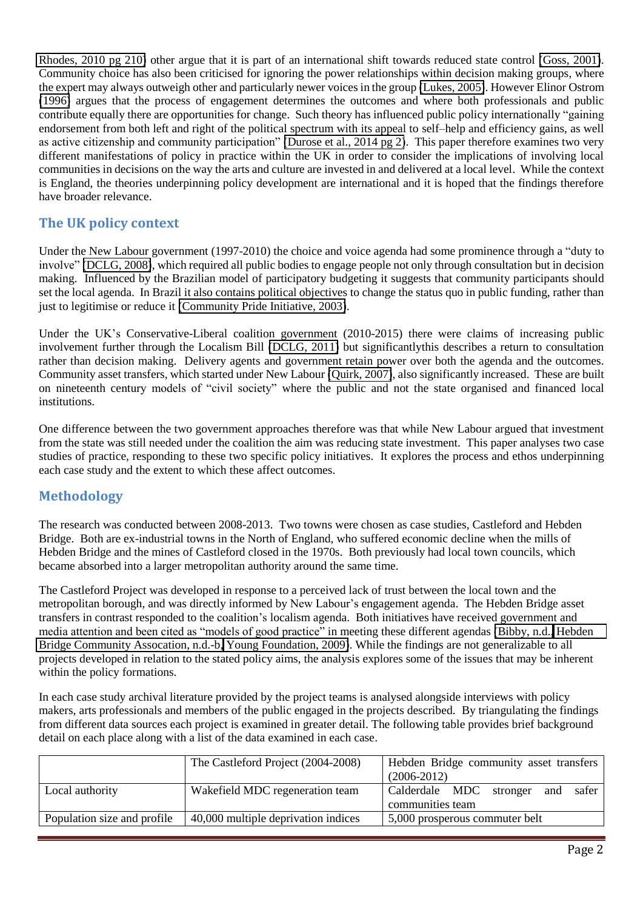Rhodes, 2010 pg 210) other argue that it is part of an international shift towards reduced state control (Goss, 2001). Community choice has also been criticised for ignoring the power relationships within decision making groups, where the expert may always outweigh other and particularly newer voices in the group (Lukes, 2005). However Elinor Ostrom (1996) argues that the process of engagement determines the outcomes and where both professionals and public contribute equally there are opportunities for change. Such theory has influenced public policy internationally "gaining endorsement from both left and right of the political spectrum with its appeal to self–help and efficiency gains, as well as active citizenship and community participation" (Durose et al., 2014 pg 2). This paper therefore examines two very different manifestations of policy in practice within the UK in order to consider the implications of involving local communities in decisions on the way the arts and culture are invested in and delivered at a local level. While the context is England, the theories underpinning policy development are international and it is hoped that the findings therefore have broader relevance.

## The UK policy context

Under the New Labour government (1997-2010) the choice and voice agenda had some prominence through a "duty to involve" (DCLG, 2008), which required all public bodies to engage people not only through consultation but in decision making. Influenced by the Brazilian model of participatory budgeting it suggests that community participants should set the local agenda. In Brazil it also contains political objectives to change the status quo in public funding, rather than just to legitimise or reduce it (Community Pride Initiative, 2003).

Under the UK's Conservative-Liberal coalition government (2010-2015) there were claims of increasing public involvement further through the Localism Bill (DCLG, 2011) but significantlythis describes a return to consultation rather than decision making. Delivery agents and government retain power over both the agenda and the outcomes. Community asset transfers, which started under New Labour (Quirk, 2007), also significantly increased. These are built on nineteenth century models of "civil society" where the public and not the state organised and financed local institutions.

One difference between the two government approaches therefore was that while New Labour argued that investment from the state was still needed under the coalition the aim was reducing state investment. This paper analyses two case studies of practice, responding to these two specific policy initiatives. It explores the process and ethos underpinning each case study and the extent to which these affect outcomes.

## Methodology

The research was conducted between 2008-2013. Two towns were chosen as case studies, Castleford and Hebden Bridge. Both are ex-industrial towns in the North of England, who suffered economic decline when the mills of Hebden Bridge and the mines of Castleford closed in the 1970s. Both previously had local town councils, which became absorbed into a larger metropolitan authority around the same time.

The Castleford Project was developed in response to a perceived lack of trust between the local town and the metropolitan borough, and was directly informed by New Labour's engagement agenda. The Hebden Bridge asset transfers in contrast responded to the coalition's localism agenda. Both initiatives have received government and media attention and been cited as "models of good practice" in meeting these different agendas (Bibby, n.d., Hebden Bridge Community Assocation, n.d.-b, Young Foundation, 2009). While the findings are not generalizable to all projects developed in relation to the stated policy aims, the analysis explores some of the issues that may be inherent within the policy formations.

In each case study archival literature provided by the project teams is analysed alongside interviews with policy makers, arts professionals and members of the public engaged in the projects described. By triangulating the findings from different data sources each project is examined in greater detail. The following table provides brief background detail on each place along with a list of the data examined in each case.

| | The Castleford Project (2004-2008) | Hebden Bridge community asset transfers (2006-2012) |
|---|---|---|
| Local authority | Wakefield MDC regeneration team | Calderdale MDC stronger and safer communities team |
| Population size and profile | 40,000 multiple deprivation indices | 5,000 prosperous commuter belt |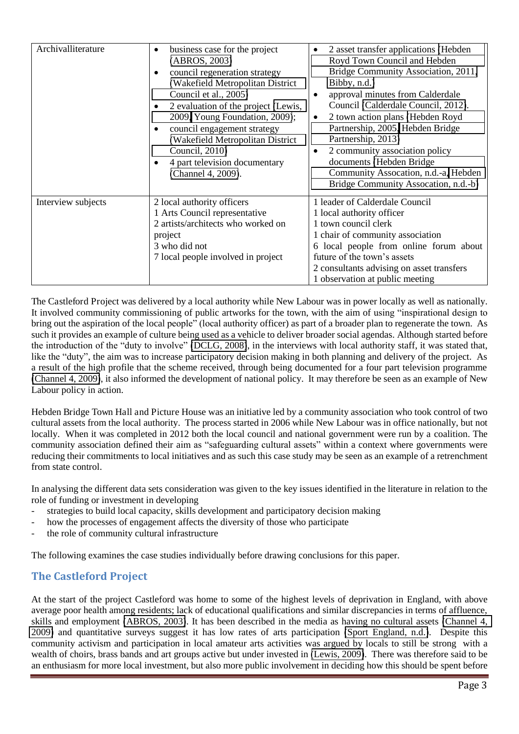| Archivalliterature | • business case for the project (ABROS, 2003)<br>• council regeneration strategy (Wakefield Metropolitan District Council et al., 2005)<br>• 2 evaluation of the project (Lewis, 2009, Young Foundation, 2009);<br>• council engagement strategy (Wakefield Metropolitan District Council, 2010)<br>• 4 part television documentary (Channel 4, 2009). | • 2 asset transfer applications (Hebden Royd Town Council and Hebden Bridge Community Association, 2011, Bibby, n.d.)<br>• approval minutes from Calderdale Council (Calderdale Council, 2012).<br>• 2 town action plans (Hebden Royd Partnership, 2005, Hebden Bridge Partnership, 2013)<br>• 2 community association policy documents (Hebden Bridge Community Assocation, n.d.-a, Hebden Bridge Community Assocation, n.d.-b) |
|---|---|---|
| Interview subjects | 2 local authority officers<br>1 Arts Council representative<br>2 artists/architects who worked on project<br>3 who did not<br>7 local people involved in project | 1 leader of Calderdale Council<br>1 local authority officer<br>1 town council clerk<br>1 chair of community association<br>6 local people from online forum about future of the town's assets<br>2 consultants advising on asset transfers<br>1 observation at public meeting |

The Castleford Project was delivered by a local authority while New Labour was in power locally as well as nationally. It involved community commissioning of public artworks for the town, with the aim of using "inspirational design to bring out the aspiration of the local people" (local authority officer) as part of a broader plan to regenerate the town. As such it provides an example of culture being used as a vehicle to deliver broader social agendas. Although started before the introduction of the "duty to involve" (DCLG, 2008), in the interviews with local authority staff, it was stated that, like the "duty", the aim was to increase participatory decision making in both planning and delivery of the project. As a result of the high profile that the scheme received, through being documented for a four part television programme (Channel 4, 2009), it also informed the development of national policy. It may therefore be seen as an example of New Labour policy in action.

Hebden Bridge Town Hall and Picture House was an initiative led by a community association who took control of two cultural assets from the local authority. The process started in 2006 while New Labour was in office nationally, but not locally. When it was completed in 2012 both the local council and national government were run by a coalition. The community association defined their aim as "safeguarding cultural assets" within a context where governments were reducing their commitments to local initiatives and as such this case study may be seen as an example of a retrenchment from state control.

In analysing the different data sets consideration was given to the key issues identified in the literature in relation to the role of funding or investment in developing

- strategies to build local capacity, skills development and participatory decision making
- how the processes of engagement affects the diversity of those who participate
- the role of community cultural infrastructure

The following examines the case studies individually before drawing conclusions for this paper.

## The Castleford Project

At the start of the project Castleford was home to some of the highest levels of deprivation in England, with above average poor health among residents; lack of educational qualifications and similar discrepancies in terms of affluence, skills and employment (ABROS, 2003). It has been described in the media as having no cultural assets (Channel 4, 2009) and quantitative surveys suggest it has low rates of arts participation (Sport England, n.d.). Despite this community activism and participation in local amateur arts activities was argued by locals to still be strong with a wealth of choirs, brass bands and art groups active but under invested in (Lewis, 2009). There was therefore said to be an enthusiasm for more local investment, but also more public involvement in deciding how this should be spent before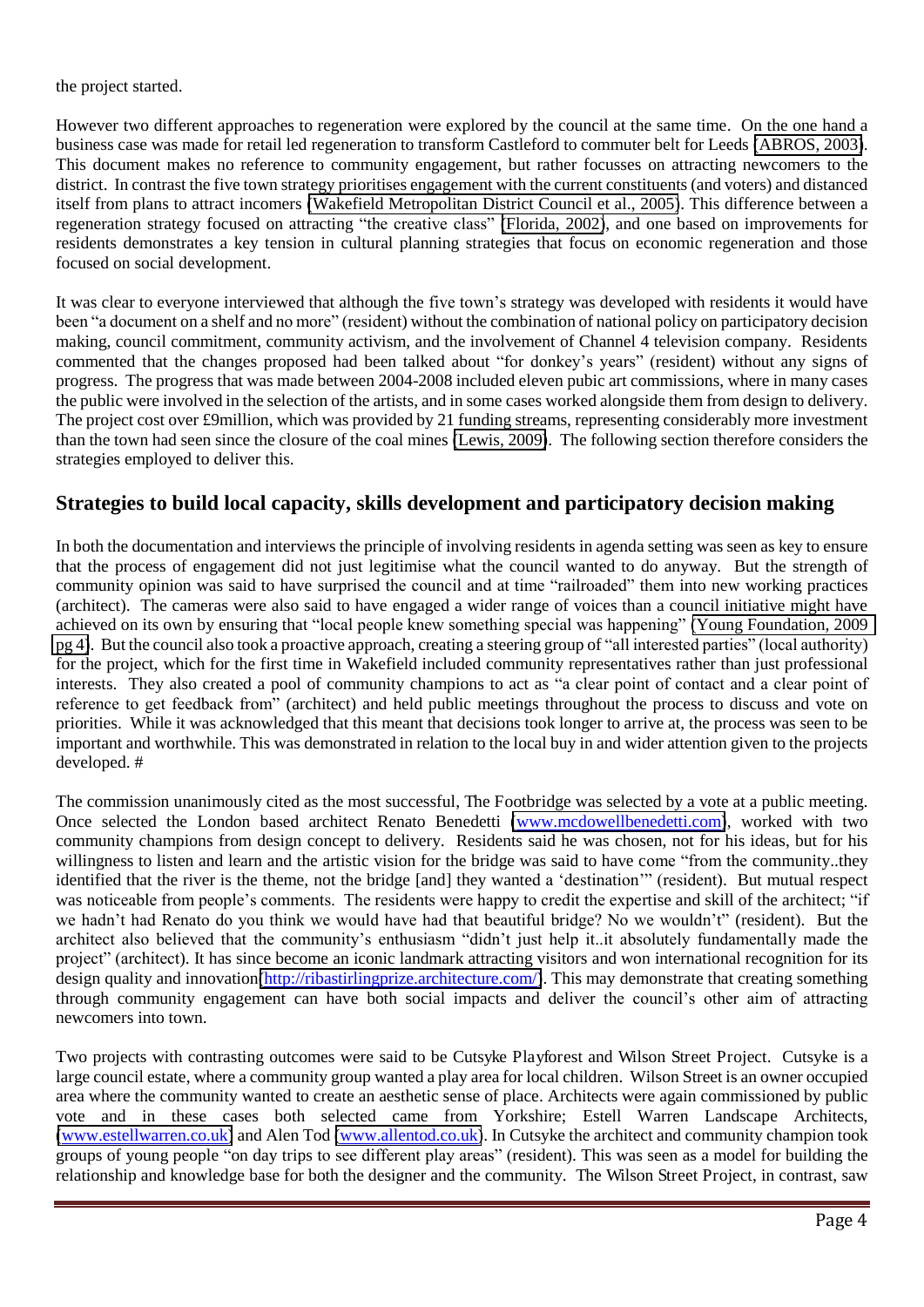the project started.

However two different approaches to regeneration were explored by the council at the same time. On the one hand a business case was made for retail led regeneration to transform Castleford to commuter belt for Leeds (ABROS, 2003). This document makes no reference to community engagement, but rather focusses on attracting newcomers to the district. In contrast the five town strategy prioritises engagement with the current constituents (and voters) and distanced itself from plans to attract incomers (Wakefield Metropolitan District Council et al., 2005). This difference between a regeneration strategy focused on attracting "the creative class" (Florida, 2002), and one based on improvements for residents demonstrates a key tension in cultural planning strategies that focus on economic regeneration and those focused on social development.

It was clear to everyone interviewed that although the five town's strategy was developed with residents it would have been "a document on a shelf and no more" (resident) without the combination of national policy on participatory decision making, council commitment, community activism, and the involvement of Channel 4 television company. Residents commented that the changes proposed had been talked about "for donkey's years" (resident) without any signs of progress. The progress that was made between 2004-2008 included eleven pubic art commissions, where in many cases the public were involved in the selection of the artists, and in some cases worked alongside them from design to delivery. The project cost over £9million, which was provided by 21 funding streams, representing considerably more investment than the town had seen since the closure of the coal mines (Lewis, 2009). The following section therefore considers the strategies employed to deliver this.

## Strategies to build local capacity, skills development and participatory decision making

In both the documentation and interviews the principle of involving residents in agenda setting was seen as key to ensure that the process of engagement did not just legitimise what the council wanted to do anyway. But the strength of community opinion was said to have surprised the council and at time "railroaded" them into new working practices (architect). The cameras were also said to have engaged a wider range of voices than a council initiative might have achieved on its own by ensuring that "local people knew something special was happening" (Young Foundation, 2009 pg 4). But the council also took a proactive approach, creating a steering group of "all interested parties" (local authority) for the project, which for the first time in Wakefield included community representatives rather than just professional interests. They also created a pool of community champions to act as "a clear point of contact and a clear point of reference to get feedback from" (architect) and held public meetings throughout the process to discuss and vote on priorities. While it was acknowledged that this meant that decisions took longer to arrive at, the process was seen to be important and worthwhile. This was demonstrated in relation to the local buy in and wider attention given to the projects developed. #

The commission unanimously cited as the most successful, The Footbridge was selected by a vote at a public meeting. Once selected the London based architect Renato Benedetti (www.mcdowellbenedetti.com), worked with two community champions from design concept to delivery. Residents said he was chosen, not for his ideas, but for his willingness to listen and learn and the artistic vision for the bridge was said to have come "from the community..they identified that the river is the theme, not the bridge [and] they wanted a 'destination'" (resident). But mutual respect was noticeable from people's comments. The residents were happy to credit the expertise and skill of the architect; "if we hadn't had Renato do you think we would have had that beautiful bridge? No we wouldn't" (resident). But the architect also believed that the community's enthusiasm "didn't just help it..it absolutely fundamentally made the project" (architect). It has since become an iconic landmark attracting visitors and won international recognition for its design quality and innovation(http://ribastirlingprize.architecture.com/). This may demonstrate that creating something through community engagement can have both social impacts and deliver the council's other aim of attracting newcomers into town.

Two projects with contrasting outcomes were said to be Cutsyke Playforest and Wilson Street Project. Cutsyke is a large council estate, where a community group wanted a play area for local children. Wilson Street is an owner occupied area where the community wanted to create an aesthetic sense of place. Architects were again commissioned by public vote and in these cases both selected came from Yorkshire; Estell Warren Landscape Architects, (www.estellwarren.co.uk) and Alen Tod (www.allentod.co.uk). In Cutsyke the architect and community champion took groups of young people "on day trips to see different play areas" (resident). This was seen as a model for building the relationship and knowledge base for both the designer and the community. The Wilson Street Project, in contrast, saw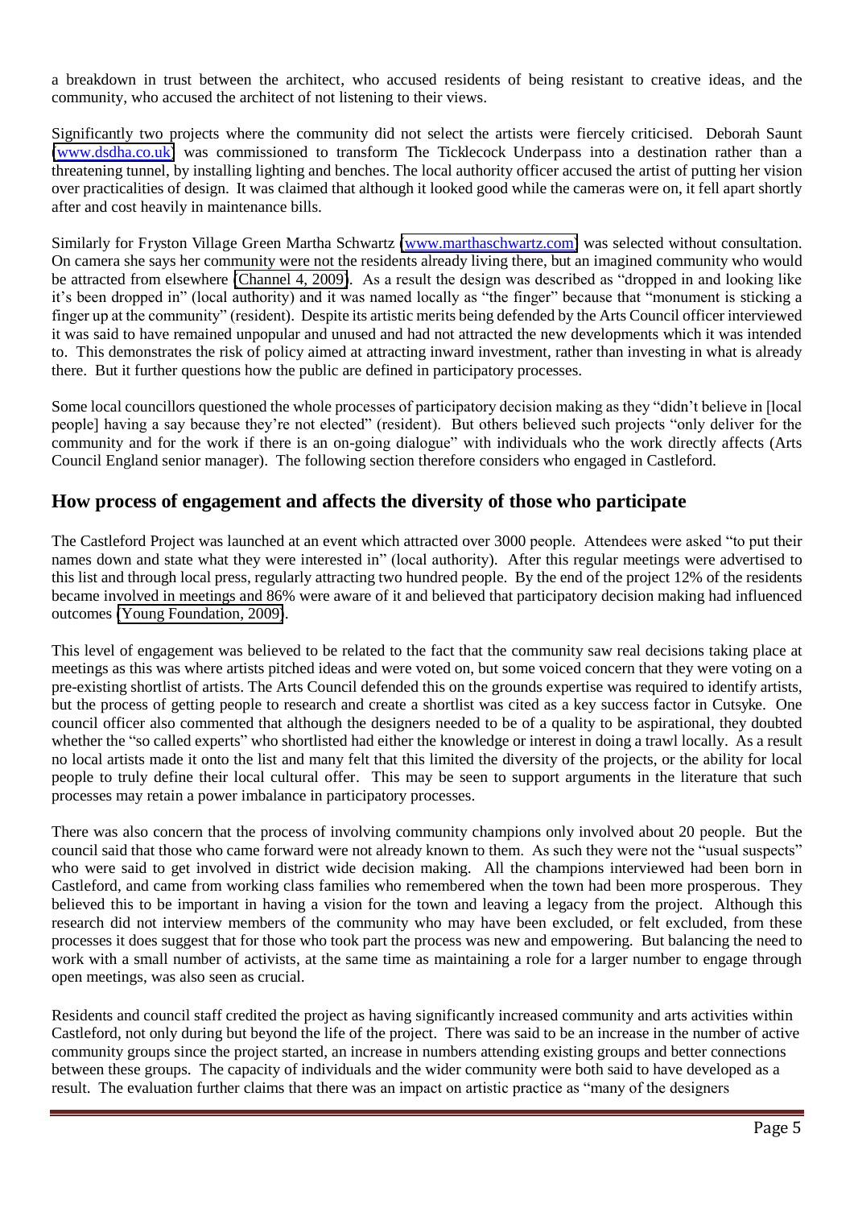a breakdown in trust between the architect, who accused residents of being resistant to creative ideas, and the community, who accused the architect of not listening to their views.

Significantly two projects where the community did not select the artists were fiercely criticised. Deborah Saunt (www.dsdha.co.uk) was commissioned to transform The Ticklecock Underpass into a destination rather than a threatening tunnel, by installing lighting and benches. The local authority officer accused the artist of putting her vision over practicalities of design. It was claimed that although it looked good while the cameras were on, it fell apart shortly after and cost heavily in maintenance bills.

Similarly for Fryston Village Green Martha Schwartz (www.marthaschwartz.com) was selected without consultation. On camera she says her community were not the residents already living there, but an imagined community who would be attracted from elsewhere (Channel 4, 2009). As a result the design was described as "dropped in and looking like it's been dropped in" (local authority) and it was named locally as "the finger" because that "monument is sticking a finger up at the community" (resident). Despite its artistic merits being defended by the Arts Council officer interviewed it was said to have remained unpopular and unused and had not attracted the new developments which it was intended to. This demonstrates the risk of policy aimed at attracting inward investment, rather than investing in what is already there. But it further questions how the public are defined in participatory processes.

Some local councillors questioned the whole processes of participatory decision making as they "didn't believe in [local people] having a say because they're not elected" (resident). But others believed such projects "only deliver for the community and for the work if there is an on-going dialogue" with individuals who the work directly affects (Arts Council England senior manager). The following section therefore considers who engaged in Castleford.

## How process of engagement and affects the diversity of those who participate

The Castleford Project was launched at an event which attracted over 3000 people. Attendees were asked "to put their names down and state what they were interested in" (local authority). After this regular meetings were advertised to this list and through local press, regularly attracting two hundred people. By the end of the project 12% of the residents became involved in meetings and 86% were aware of it and believed that participatory decision making had influenced outcomes (Young Foundation, 2009).

This level of engagement was believed to be related to the fact that the community saw real decisions taking place at meetings as this was where artists pitched ideas and were voted on, but some voiced concern that they were voting on a pre-existing shortlist of artists. The Arts Council defended this on the grounds expertise was required to identify artists, but the process of getting people to research and create a shortlist was cited as a key success factor in Cutsyke. One council officer also commented that although the designers needed to be of a quality to be aspirational, they doubted whether the "so called experts" who shortlisted had either the knowledge or interest in doing a trawl locally. As a result no local artists made it onto the list and many felt that this limited the diversity of the projects, or the ability for local people to truly define their local cultural offer. This may be seen to support arguments in the literature that such processes may retain a power imbalance in participatory processes.

There was also concern that the process of involving community champions only involved about 20 people. But the council said that those who came forward were not already known to them. As such they were not the "usual suspects" who were said to get involved in district wide decision making. All the champions interviewed had been born in Castleford, and came from working class families who remembered when the town had been more prosperous. They believed this to be important in having a vision for the town and leaving a legacy from the project. Although this research did not interview members of the community who may have been excluded, or felt excluded, from these processes it does suggest that for those who took part the process was new and empowering. But balancing the need to work with a small number of activists, at the same time as maintaining a role for a larger number to engage through open meetings, was also seen as crucial.

Residents and council staff credited the project as having significantly increased community and arts activities within Castleford, not only during but beyond the life of the project. There was said to be an increase in the number of active community groups since the project started, an increase in numbers attending existing groups and better connections between these groups. The capacity of individuals and the wider community were both said to have developed as a result. The evaluation further claims that there was an impact on artistic practice as "many of the designers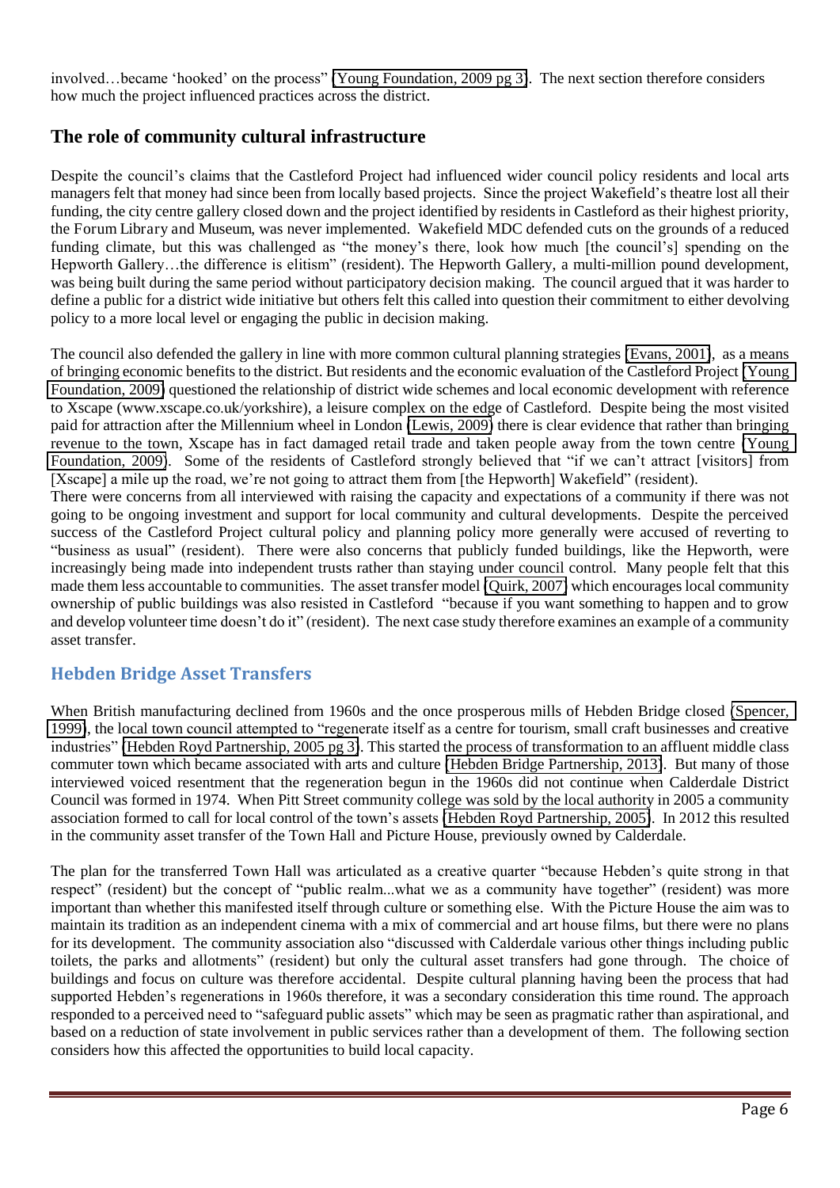involved…became 'hooked' on the process" [Young Foundation, 2009 pg 3]. The next section therefore considers how much the project influenced practices across the district.

## The role of community cultural infrastructure

Despite the council's claims that the Castleford Project had influenced wider council policy residents and local arts managers felt that money had since been from locally based projects. Since the project Wakefield's theatre lost all their funding, the city centre gallery closed down and the project identified by residents in Castleford as their highest priority, the Forum Library and Museum, was never implemented. Wakefield MDC defended cuts on the grounds of a reduced funding climate, but this was challenged as "the money's there, look how much [the council's] spending on the Hepworth Gallery…the difference is elitism" (resident). The Hepworth Gallery, a multi-million pound development, was being built during the same period without participatory decision making. The council argued that it was harder to define a public for a district wide initiative but others felt this called into question their commitment to either devolving policy to a more local level or engaging the public in decision making.

The council also defended the gallery in line with more common cultural planning strategies [Evans, 2001], as a means of bringing economic benefits to the district. But residents and the economic evaluation of the Castleford Project [Young Foundation, 2009] questioned the relationship of district wide schemes and local economic development with reference to Xscape (www.xscape.co.uk/yorkshire), a leisure complex on the edge of Castleford. Despite being the most visited paid for attraction after the Millennium wheel in London [Lewis, 2009] there is clear evidence that rather than bringing revenue to the town, Xscape has in fact damaged retail trade and taken people away from the town centre [Young Foundation, 2009]. Some of the residents of Castleford strongly believed that "if we can't attract [visitors] from [Xscape] a mile up the road, we're not going to attract them from [the Hepworth] Wakefield" (resident).

There were concerns from all interviewed with raising the capacity and expectations of a community if there was not going to be ongoing investment and support for local community and cultural developments. Despite the perceived success of the Castleford Project cultural policy and planning policy more generally were accused of reverting to "business as usual" (resident). There were also concerns that publicly funded buildings, like the Hepworth, were increasingly being made into independent trusts rather than staying under council control. Many people felt that this made them less accountable to communities. The asset transfer model [Quirk, 2007] which encourages local community ownership of public buildings was also resisted in Castleford "because if you want something to happen and to grow and develop volunteer time doesn't do it" (resident). The next case study therefore examines an example of a community asset transfer.

## Hebden Bridge Asset Transfers

When British manufacturing declined from 1960s and the once prosperous mills of Hebden Bridge closed [Spencer, 1999], the local town council attempted to "regenerate itself as a centre for tourism, small craft businesses and creative industries" [Hebden Royd Partnership, 2005 pg 3]. This started the process of transformation to an affluent middle class commuter town which became associated with arts and culture [Hebden Bridge Partnership, 2013]. But many of those interviewed voiced resentment that the regeneration begun in the 1960s did not continue when Calderdale District Council was formed in 1974. When Pitt Street community college was sold by the local authority in 2005 a community association formed to call for local control of the town's assets [Hebden Royd Partnership, 2005]. In 2012 this resulted in the community asset transfer of the Town Hall and Picture House, previously owned by Calderdale.

The plan for the transferred Town Hall was articulated as a creative quarter "because Hebden's quite strong in that respect" (resident) but the concept of "public realm...what we as a community have together" (resident) was more important than whether this manifested itself through culture or something else. With the Picture House the aim was to maintain its tradition as an independent cinema with a mix of commercial and art house films, but there were no plans for its development. The community association also "discussed with Calderdale various other things including public toilets, the parks and allotments" (resident) but only the cultural asset transfers had gone through. The choice of buildings and focus on culture was therefore accidental. Despite cultural planning having been the process that had supported Hebden's regenerations in 1960s therefore, it was a secondary consideration this time round. The approach responded to a perceived need to "safeguard public assets" which may be seen as pragmatic rather than aspirational, and based on a reduction of state involvement in public services rather than a development of them. The following section considers how this affected the opportunities to build local capacity.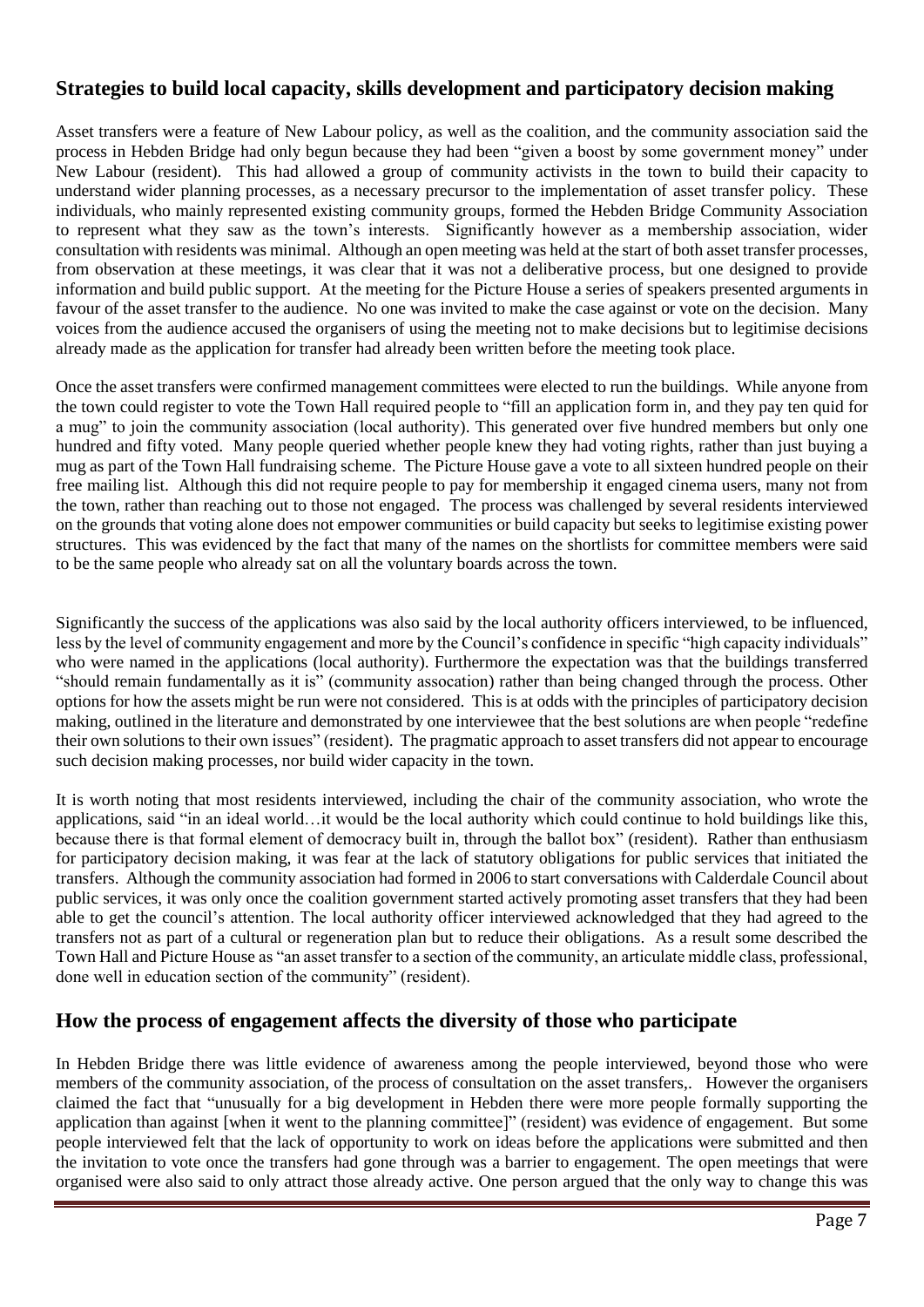## Strategies to build local capacity, skills development and participatory decision making

Asset transfers were a feature of New Labour policy, as well as the coalition, and the community association said the process in Hebden Bridge had only begun because they had been "given a boost by some government money" under New Labour (resident). This had allowed a group of community activists in the town to build their capacity to understand wider planning processes, as a necessary precursor to the implementation of asset transfer policy. These individuals, who mainly represented existing community groups, formed the Hebden Bridge Community Association to represent what they saw as the town's interests. Significantly however as a membership association, wider consultation with residents was minimal. Although an open meeting was held at the start of both asset transfer processes, from observation at these meetings, it was clear that it was not a deliberative process, but one designed to provide information and build public support. At the meeting for the Picture House a series of speakers presented arguments in favour of the asset transfer to the audience. No one was invited to make the case against or vote on the decision. Many voices from the audience accused the organisers of using the meeting not to make decisions but to legitimise decisions already made as the application for transfer had already been written before the meeting took place.

Once the asset transfers were confirmed management committees were elected to run the buildings. While anyone from the town could register to vote the Town Hall required people to "fill an application form in, and they pay ten quid for a mug" to join the community association (local authority). This generated over five hundred members but only one hundred and fifty voted. Many people queried whether people knew they had voting rights, rather than just buying a mug as part of the Town Hall fundraising scheme. The Picture House gave a vote to all sixteen hundred people on their free mailing list. Although this did not require people to pay for membership it engaged cinema users, many not from the town, rather than reaching out to those not engaged. The process was challenged by several residents interviewed on the grounds that voting alone does not empower communities or build capacity but seeks to legitimise existing power structures. This was evidenced by the fact that many of the names on the shortlists for committee members were said to be the same people who already sat on all the voluntary boards across the town.

Significantly the success of the applications was also said by the local authority officers interviewed, to be influenced, less by the level of community engagement and more by the Council's confidence in specific "high capacity individuals" who were named in the applications (local authority). Furthermore the expectation was that the buildings transferred "should remain fundamentally as it is" (community assocation) rather than being changed through the process. Other options for how the assets might be run were not considered. This is at odds with the principles of participatory decision making, outlined in the literature and demonstrated by one interviewee that the best solutions are when people "redefine their own solutions to their own issues" (resident). The pragmatic approach to asset transfers did not appear to encourage such decision making processes, nor build wider capacity in the town.

It is worth noting that most residents interviewed, including the chair of the community association, who wrote the applications, said "in an ideal world…it would be the local authority which could continue to hold buildings like this, because there is that formal element of democracy built in, through the ballot box" (resident). Rather than enthusiasm for participatory decision making, it was fear at the lack of statutory obligations for public services that initiated the transfers. Although the community association had formed in 2006 to start conversations with Calderdale Council about public services, it was only once the coalition government started actively promoting asset transfers that they had been able to get the council's attention. The local authority officer interviewed acknowledged that they had agreed to the transfers not as part of a cultural or regeneration plan but to reduce their obligations. As a result some described the Town Hall and Picture House as "an asset transfer to a section of the community, an articulate middle class, professional, done well in education section of the community" (resident).

## How the process of engagement affects the diversity of those who participate

In Hebden Bridge there was little evidence of awareness among the people interviewed, beyond those who were members of the community association, of the process of consultation on the asset transfers,. However the organisers claimed the fact that "unusually for a big development in Hebden there were more people formally supporting the application than against [when it went to the planning committee]" (resident) was evidence of engagement. But some people interviewed felt that the lack of opportunity to work on ideas before the applications were submitted and then the invitation to vote once the transfers had gone through was a barrier to engagement. The open meetings that were organised were also said to only attract those already active. One person argued that the only way to change this was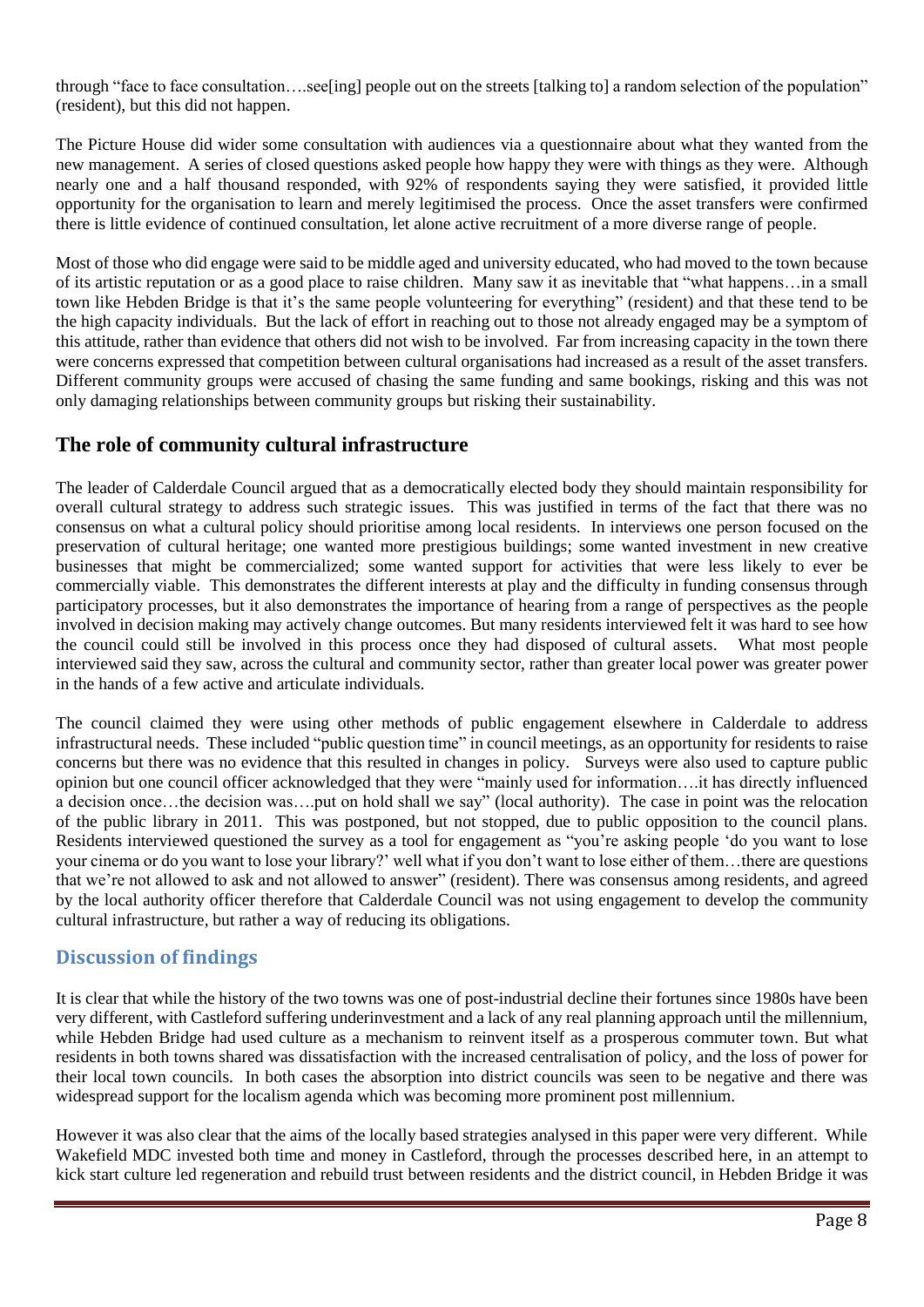through "face to face consultation….see[ing] people out on the streets [talking to] a random selection of the population" (resident), but this did not happen.

The Picture House did wider some consultation with audiences via a questionnaire about what they wanted from the new management. A series of closed questions asked people how happy they were with things as they were. Although nearly one and a half thousand responded, with 92% of respondents saying they were satisfied, it provided little opportunity for the organisation to learn and merely legitimised the process. Once the asset transfers were confirmed there is little evidence of continued consultation, let alone active recruitment of a more diverse range of people.

Most of those who did engage were said to be middle aged and university educated, who had moved to the town because of its artistic reputation or as a good place to raise children. Many saw it as inevitable that "what happens…in a small town like Hebden Bridge is that it's the same people volunteering for everything" (resident) and that these tend to be the high capacity individuals. But the lack of effort in reaching out to those not already engaged may be a symptom of this attitude, rather than evidence that others did not wish to be involved. Far from increasing capacity in the town there were concerns expressed that competition between cultural organisations had increased as a result of the asset transfers. Different community groups were accused of chasing the same funding and same bookings, risking and this was not only damaging relationships between community groups but risking their sustainability.

## The role of community cultural infrastructure

The leader of Calderdale Council argued that as a democratically elected body they should maintain responsibility for overall cultural strategy to address such strategic issues. This was justified in terms of the fact that there was no consensus on what a cultural policy should prioritise among local residents. In interviews one person focused on the preservation of cultural heritage; one wanted more prestigious buildings; some wanted investment in new creative businesses that might be commercialized; some wanted support for activities that were less likely to ever be commercially viable. This demonstrates the different interests at play and the difficulty in funding consensus through participatory processes, but it also demonstrates the importance of hearing from a range of perspectives as the people involved in decision making may actively change outcomes. But many residents interviewed felt it was hard to see how the council could still be involved in this process once they had disposed of cultural assets. What most people interviewed said they saw, across the cultural and community sector, rather than greater local power was greater power in the hands of a few active and articulate individuals.

The council claimed they were using other methods of public engagement elsewhere in Calderdale to address infrastructural needs. These included "public question time" in council meetings, as an opportunity for residents to raise concerns but there was no evidence that this resulted in changes in policy. Surveys were also used to capture public opinion but one council officer acknowledged that they were "mainly used for information….it has directly influenced a decision once…the decision was….put on hold shall we say" (local authority). The case in point was the relocation of the public library in 2011. This was postponed, but not stopped, due to public opposition to the council plans. Residents interviewed questioned the survey as a tool for engagement as "you're asking people 'do you want to lose your cinema or do you want to lose your library?' well what if you don't want to lose either of them…there are questions that we're not allowed to ask and not allowed to answer" (resident). There was consensus among residents, and agreed by the local authority officer therefore that Calderdale Council was not using engagement to develop the community cultural infrastructure, but rather a way of reducing its obligations.

## Discussion of findings

It is clear that while the history of the two towns was one of post-industrial decline their fortunes since 1980s have been very different, with Castleford suffering underinvestment and a lack of any real planning approach until the millennium, while Hebden Bridge had used culture as a mechanism to reinvent itself as a prosperous commuter town. But what residents in both towns shared was dissatisfaction with the increased centralisation of policy, and the loss of power for their local town councils. In both cases the absorption into district councils was seen to be negative and there was widespread support for the localism agenda which was becoming more prominent post millennium.

However it was also clear that the aims of the locally based strategies analysed in this paper were very different. While Wakefield MDC invested both time and money in Castleford, through the processes described here, in an attempt to kick start culture led regeneration and rebuild trust between residents and the district council, in Hebden Bridge it was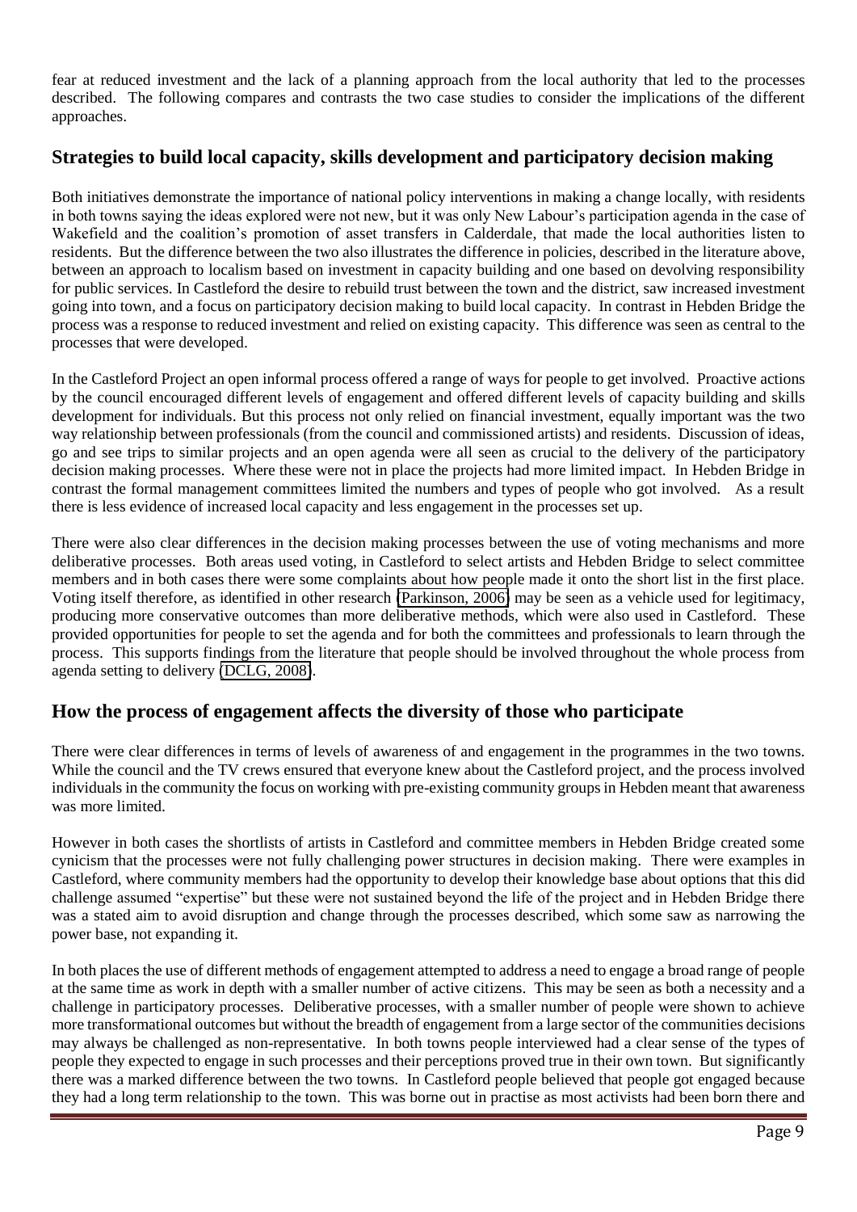fear at reduced investment and the lack of a planning approach from the local authority that led to the processes described. The following compares and contrasts the two case studies to consider the implications of the different approaches.

## Strategies to build local capacity, skills development and participatory decision making

Both initiatives demonstrate the importance of national policy interventions in making a change locally, with residents in both towns saying the ideas explored were not new, but it was only New Labour's participation agenda in the case of Wakefield and the coalition's promotion of asset transfers in Calderdale, that made the local authorities listen to residents. But the difference between the two also illustrates the difference in policies, described in the literature above, between an approach to localism based on investment in capacity building and one based on devolving responsibility for public services. In Castleford the desire to rebuild trust between the town and the district, saw increased investment going into town, and a focus on participatory decision making to build local capacity. In contrast in Hebden Bridge the process was a response to reduced investment and relied on existing capacity. This difference was seen as central to the processes that were developed.

In the Castleford Project an open informal process offered a range of ways for people to get involved. Proactive actions by the council encouraged different levels of engagement and offered different levels of capacity building and skills development for individuals. But this process not only relied on financial investment, equally important was the two way relationship between professionals (from the council and commissioned artists) and residents. Discussion of ideas, go and see trips to similar projects and an open agenda were all seen as crucial to the delivery of the participatory decision making processes. Where these were not in place the projects had more limited impact. In Hebden Bridge in contrast the formal management committees limited the numbers and types of people who got involved. As a result there is less evidence of increased local capacity and less engagement in the processes set up.

There were also clear differences in the decision making processes between the use of voting mechanisms and more deliberative processes. Both areas used voting, in Castleford to select artists and Hebden Bridge to select committee members and in both cases there were some complaints about how people made it onto the short list in the first place. Voting itself therefore, as identified in other research (Parkinson, 2006) may be seen as a vehicle used for legitimacy, producing more conservative outcomes than more deliberative methods, which were also used in Castleford. These provided opportunities for people to set the agenda and for both the committees and professionals to learn through the process. This supports findings from the literature that people should be involved throughout the whole process from agenda setting to delivery (DCLG, 2008).

## How the process of engagement affects the diversity of those who participate

There were clear differences in terms of levels of awareness of and engagement in the programmes in the two towns. While the council and the TV crews ensured that everyone knew about the Castleford project, and the process involved individuals in the community the focus on working with pre-existing community groups in Hebden meant that awareness was more limited.

However in both cases the shortlists of artists in Castleford and committee members in Hebden Bridge created some cynicism that the processes were not fully challenging power structures in decision making. There were examples in Castleford, where community members had the opportunity to develop their knowledge base about options that this did challenge assumed "expertise" but these were not sustained beyond the life of the project and in Hebden Bridge there was a stated aim to avoid disruption and change through the processes described, which some saw as narrowing the power base, not expanding it.

In both places the use of different methods of engagement attempted to address a need to engage a broad range of people at the same time as work in depth with a smaller number of active citizens. This may be seen as both a necessity and a challenge in participatory processes. Deliberative processes, with a smaller number of people were shown to achieve more transformational outcomes but without the breadth of engagement from a large sector of the communities decisions may always be challenged as non-representative. In both towns people interviewed had a clear sense of the types of people they expected to engage in such processes and their perceptions proved true in their own town. But significantly there was a marked difference between the two towns. In Castleford people believed that people got engaged because they had a long term relationship to the town. This was borne out in practise as most activists had been born there and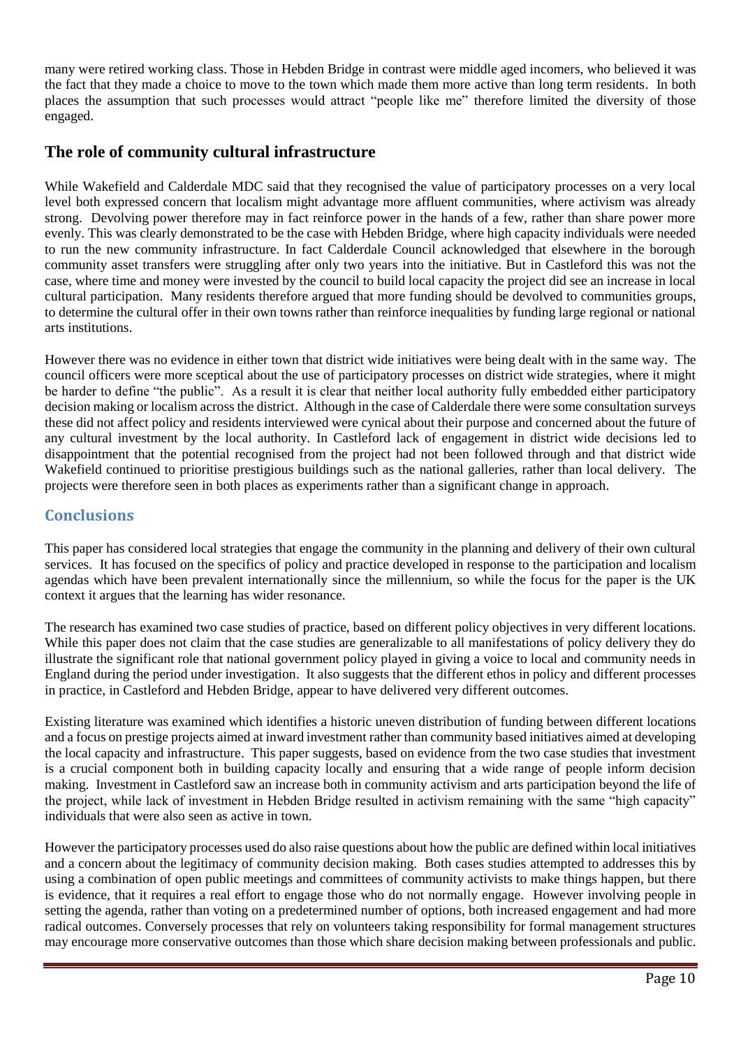many were retired working class. Those in Hebden Bridge in contrast were middle aged incomers, who believed it was the fact that they made a choice to move to the town which made them more active than long term residents. In both places the assumption that such processes would attract "people like me" therefore limited the diversity of those engaged.

## The role of community cultural infrastructure

While Wakefield and Calderdale MDC said that they recognised the value of participatory processes on a very local level both expressed concern that localism might advantage more affluent communities, where activism was already strong. Devolving power therefore may in fact reinforce power in the hands of a few, rather than share power more evenly. This was clearly demonstrated to be the case with Hebden Bridge, where high capacity individuals were needed to run the new community infrastructure. In fact Calderdale Council acknowledged that elsewhere in the borough community asset transfers were struggling after only two years into the initiative. But in Castleford this was not the case, where time and money were invested by the council to build local capacity the project did see an increase in local cultural participation. Many residents therefore argued that more funding should be devolved to communities groups, to determine the cultural offer in their own towns rather than reinforce inequalities by funding large regional or national arts institutions.

However there was no evidence in either town that district wide initiatives were being dealt with in the same way. The council officers were more sceptical about the use of participatory processes on district wide strategies, where it might be harder to define "the public". As a result it is clear that neither local authority fully embedded either participatory decision making or localism across the district. Although in the case of Calderdale there were some consultation surveys these did not affect policy and residents interviewed were cynical about their purpose and concerned about the future of any cultural investment by the local authority. In Castleford lack of engagement in district wide decisions led to disappointment that the potential recognised from the project had not been followed through and that district wide Wakefield continued to prioritise prestigious buildings such as the national galleries, rather than local delivery. The projects were therefore seen in both places as experiments rather than a significant change in approach.

## Conclusions

This paper has considered local strategies that engage the community in the planning and delivery of their own cultural services. It has focused on the specifics of policy and practice developed in response to the participation and localism agendas which have been prevalent internationally since the millennium, so while the focus for the paper is the UK context it argues that the learning has wider resonance.

The research has examined two case studies of practice, based on different policy objectives in very different locations. While this paper does not claim that the case studies are generalizable to all manifestations of policy delivery they do illustrate the significant role that national government policy played in giving a voice to local and community needs in England during the period under investigation. It also suggests that the different ethos in policy and different processes in practice, in Castleford and Hebden Bridge, appear to have delivered very different outcomes.

Existing literature was examined which identifies a historic uneven distribution of funding between different locations and a focus on prestige projects aimed at inward investment rather than community based initiatives aimed at developing the local capacity and infrastructure. This paper suggests, based on evidence from the two case studies that investment is a crucial component both in building capacity locally and ensuring that a wide range of people inform decision making. Investment in Castleford saw an increase both in community activism and arts participation beyond the life of the project, while lack of investment in Hebden Bridge resulted in activism remaining with the same "high capacity" individuals that were also seen as active in town.

However the participatory processes used do also raise questions about how the public are defined within local initiatives and a concern about the legitimacy of community decision making. Both cases studies attempted to addresses this by using a combination of open public meetings and committees of community activists to make things happen, but there is evidence, that it requires a real effort to engage those who do not normally engage. However involving people in setting the agenda, rather than voting on a predetermined number of options, both increased engagement and had more radical outcomes. Conversely processes that rely on volunteers taking responsibility for formal management structures may encourage more conservative outcomes than those which share decision making between professionals and public.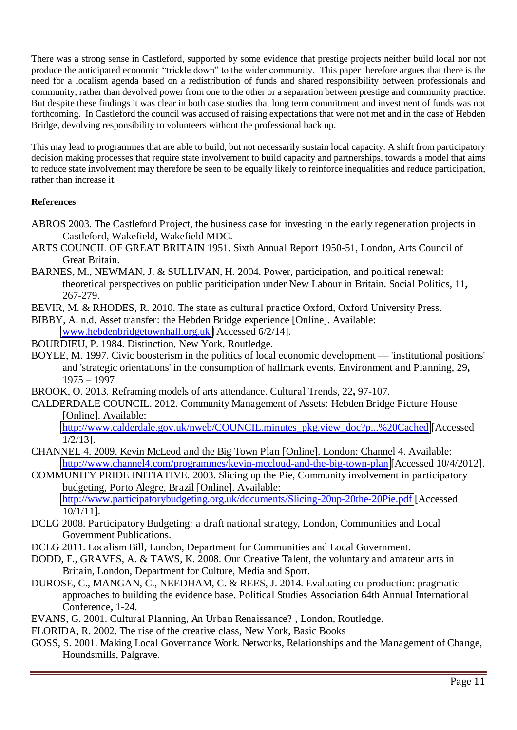There was a strong sense in Castleford, supported by some evidence that prestige projects neither build local nor not produce the anticipated economic "trickle down" to the wider community. This paper therefore argues that there is the need for a localism agenda based on a redistribution of funds and shared responsibility between professionals and community, rather than devolved power from one to the other or a separation between prestige and community practice. But despite these findings it was clear in both case studies that long term commitment and investment of funds was not forthcoming. In Castleford the council was accused of raising expectations that were not met and in the case of Hebden Bridge, devolving responsibility to volunteers without the professional back up.

This may lead to programmes that are able to build, but not necessarily sustain local capacity. A shift from participatory decision making processes that require state involvement to build capacity and partnerships, towards a model that aims to reduce state involvement may therefore be seen to be equally likely to reinforce inequalities and reduce participation, rather than increase it.

**References**

ABROS 2003. The Castleford Project, the business case for investing in the early regeneration projects in Castleford, Wakefield, Wakefield MDC.

ARTS COUNCIL OF GREAT BRITAIN 1951. Sixth Annual Report 1950-51, London, Arts Council of Great Britain.

BARNES, M., NEWMAN, J. & SULLIVAN, H. 2004. Power, participation, and political renewal: theoretical perspectives on public pariticipation under New Labour in Britain. Social Politics, 11**,** 267-279.

BEVIR, M. & RHODES, R. 2010. The state as cultural practice Oxford, Oxford University Press.

BIBBY, A. n.d. Asset transfer: the Hebden Bridge experience [Online]. Available: www.hebdenbridgetownhall.org.uk [Accessed 6/2/14].

BOURDIEU, P. 1984. Distinction, New York, Routledge.

BOYLE, M. 1997. Civic boosterism in the politics of local economic development — 'institutional positions' and 'strategic orientations' in the consumption of hallmark events. Environment and Planning, 29**,** 1975 – 1997

BROOK, O. 2013. Reframing models of arts attendance. Cultural Trends, 22**,** 97-107.

CALDERDALE COUNCIL. 2012. Community Management of Assets: Hebden Bridge Picture House [Online]. Available: http://www.calderdale.gov.uk/nweb/COUNCIL.minutes_pkg.view_doc?p...%20Cached [Accessed 1/2/13].

CHANNEL 4. 2009. Kevin McLeod and the Big Town Plan [Online]. London: Channel 4. Available: http://www.channel4.com/programmes/kevin-mccloud-and-the-big-town-plan [Accessed 10/4/2012].

COMMUNITY PRIDE INITIATIVE. 2003. Slicing up the Pie, Community involvement in participatory budgeting, Porto Alegre, Brazil [Online]. Available: http://www.participatorybudgeting.org.uk/documents/Slicing-20up-20the-20Pie.pdf [Accessed 10/1/11].

DCLG 2008. Participatory Budgeting: a draft national strategy, London, Communities and Local Government Publications.

DCLG 2011. Localism Bill, London, Department for Communities and Local Government.

DODD, F., GRAVES, A. & TAWS, K. 2008. Our Creative Talent, the voluntary and amateur arts in Britain, London, Department for Culture, Media and Sport.

DUROSE, C., MANGAN, C., NEEDHAM, C. & REES, J. 2014. Evaluating co-production: pragmatic approaches to building the evidence base. Political Studies Association 64th Annual International Conference**,** 1-24.

EVANS, G. 2001. Cultural Planning, An Urban Renaissance? , London, Routledge.

FLORIDA, R. 2002. The rise of the creative class, New York, Basic Books

GOSS, S. 2001. Making Local Governance Work. Networks, Relationships and the Management of Change, Houndsmills, Palgrave.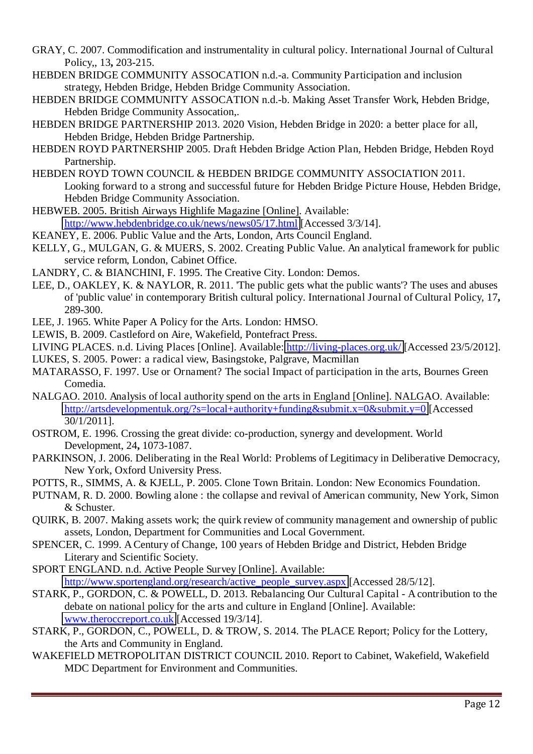GRAY, C. 2007. Commodification and instrumentality in cultural policy. International Journal of Cultural Policy,, 13**,** 203-215.

HEBDEN BRIDGE COMMUNITY ASSOCATION n.d.-a. Community Participation and inclusion strategy, Hebden Bridge, Hebden Bridge Community Association.

HEBDEN BRIDGE COMMUNITY ASSOCATION n.d.-b. Making Asset Transfer Work, Hebden Bridge, Hebden Bridge Community Assocation,.

HEBDEN BRIDGE PARTNERSHIP 2013. 2020 Vision, Hebden Bridge in 2020: a better place for all, Hebden Bridge, Hebden Bridge Partnership.

HEBDEN ROYD PARTNERSHIP 2005. Draft Hebden Bridge Action Plan, Hebden Bridge, Hebden Royd Partnership.

HEBDEN ROYD TOWN COUNCIL & HEBDEN BRIDGE COMMUNITY ASSOCIATION 2011. Looking forward to a strong and successful future for Hebden Bridge Picture House, Hebden Bridge, Hebden Bridge Community Association.

HEBWEB. 2005. British Airways Highlife Magazine [Online]. Available: http://www.hebdenbridge.co.uk/news/news05/17.html [Accessed 3/3/14].

KEANEY, E. 2006. Public Value and the Arts, London, Arts Council England.

KELLY, G., MULGAN, G. & MUERS, S. 2002. Creating Public Value. An analytical framework for public service reform, London, Cabinet Office.

LANDRY, C. & BIANCHINI, F. 1995. The Creative City. London: Demos.

LEE, D., OAKLEY, K. & NAYLOR, R. 2011. 'The public gets what the public wants'? The uses and abuses of 'public value' in contemporary British cultural policy. International Journal of Cultural Policy, 17**,** 289-300.

LEE, J. 1965. White Paper A Policy for the Arts. London: HMSO.

LEWIS, B. 2009. Castleford on Aire, Wakefield, Pontefract Press.

LIVING PLACES. n.d. Living Places [Online]. Available: http://living-places.org.uk/ [Accessed 23/5/2012].

LUKES, S. 2005. Power: a radical view, Basingstoke, Palgrave, Macmillan

MATARASSO, F. 1997. Use or Ornament? The social Impact of participation in the arts, Bournes Green Comedia.

NALGAO. 2010. Analysis of local authority spend on the arts in England [Online]. NALGAO. Available: http://artsdevelopmentuk.org/?s=local+authority+funding&submit.x=0&submit.y=0 [Accessed 30/1/2011].

OSTROM, E. 1996. Crossing the great divide: co-production, synergy and development. World Development, 24**,** 1073-1087.

PARKINSON, J. 2006. Deliberating in the Real World: Problems of Legitimacy in Deliberative Democracy, New York, Oxford University Press.

POTTS, R., SIMMS, A. & KJELL, P. 2005. Clone Town Britain. London: New Economics Foundation.

PUTNAM, R. D. 2000. Bowling alone : the collapse and revival of American community, New York, Simon & Schuster.

QUIRK, B. 2007. Making assets work; the quirk review of community management and ownership of public assets, London, Department for Communities and Local Government.

SPENCER, C. 1999. A Century of Change, 100 years of Hebden Bridge and District, Hebden Bridge Literary and Scientific Society.

SPORT ENGLAND. n.d. Active People Survey [Online]. Available: http://www.sportengland.org/research/active_people_survey.aspx [Accessed 28/5/12].

STARK, P., GORDON, C. & POWELL, D. 2013. Rebalancing Our Cultural Capital - A contribution to the debate on national policy for the arts and culture in England [Online]. Available: www.theroccreport.co.uk [Accessed 19/3/14].

STARK, P., GORDON, C., POWELL, D. & TROW, S. 2014. The PLACE Report; Policy for the Lottery, the Arts and Community in England.

WAKEFIELD METROPOLITAN DISTRICT COUNCIL 2010. Report to Cabinet, Wakefield, Wakefield MDC Department for Environment and Communities.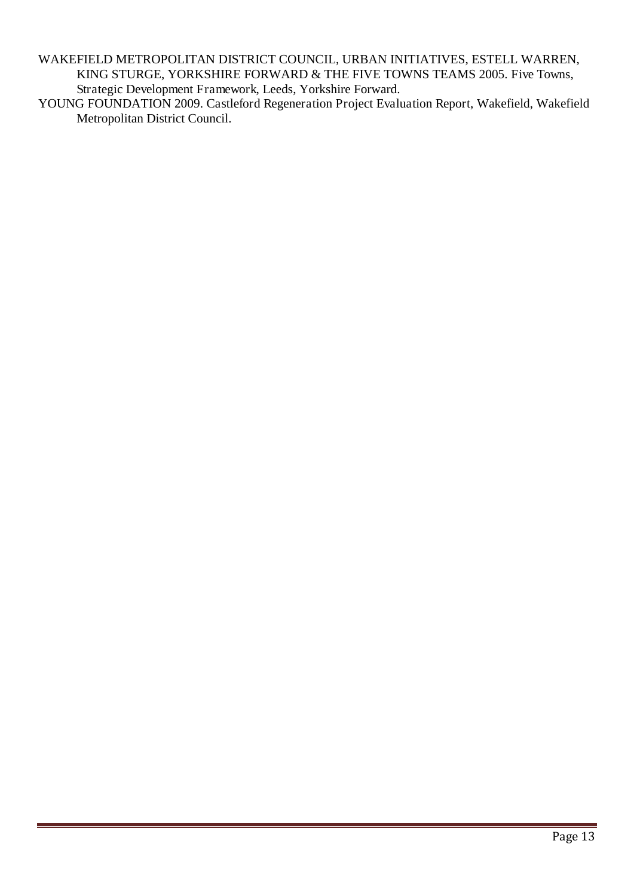WAKEFIELD METROPOLITAN DISTRICT COUNCIL, URBAN INITIATIVES, ESTELL WARREN, KING STURGE, YORKSHIRE FORWARD & THE FIVE TOWNS TEAMS 2005. Five Towns, Strategic Development Framework, Leeds, Yorkshire Forward.

YOUNG FOUNDATION 2009. Castleford Regeneration Project Evaluation Report, Wakefield, Wakefield Metropolitan District Council.